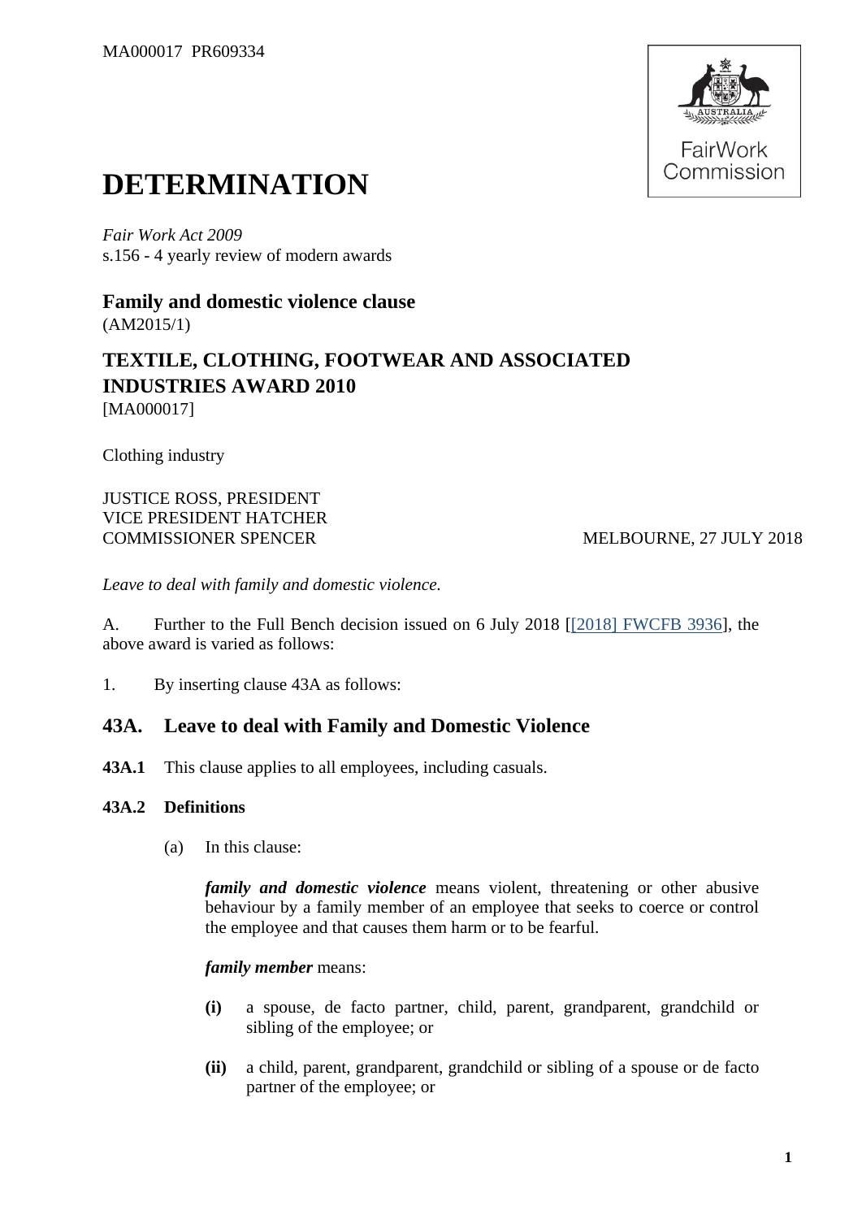MA000017 PR609334

# DETERMINATION

*Fair Work Act 2009*
s.156 - 4 yearly review of modern awards

### Family and domestic violence clause

(AM2015/1)

### TEXTILE, CLOTHING, FOOTWEAR AND ASSOCIATED INDUSTRIES AWARD 2010

[MA000017]

Clothing industry

JUSTICE ROSS, PRESIDENT
VICE PRESIDENT HATCHER
COMMISSIONER SPENCER

MELBOURNE, 27 JULY 2018

*Leave to deal with family and domestic violence.*

A. Further to the Full Bench decision issued on 6 July 2018 [[2018] FWCFB 3936], the above award is varied as follows:

1. By inserting clause 43A as follows:

## 43A. Leave to deal with Family and Domestic Violence

**43A.1** This clause applies to all employees, including casuals.

**43A.2 Definitions**

(a) In this clause:

***family and domestic violence*** means violent, threatening or other abusive behaviour by a family member of an employee that seeks to coerce or control the employee and that causes them harm or to be fearful.

***family member*** means:

**(i)** a spouse, de facto partner, child, parent, grandparent, grandchild or sibling of the employee; or

**(ii)** a child, parent, grandparent, grandchild or sibling of a spouse or de facto partner of the employee; or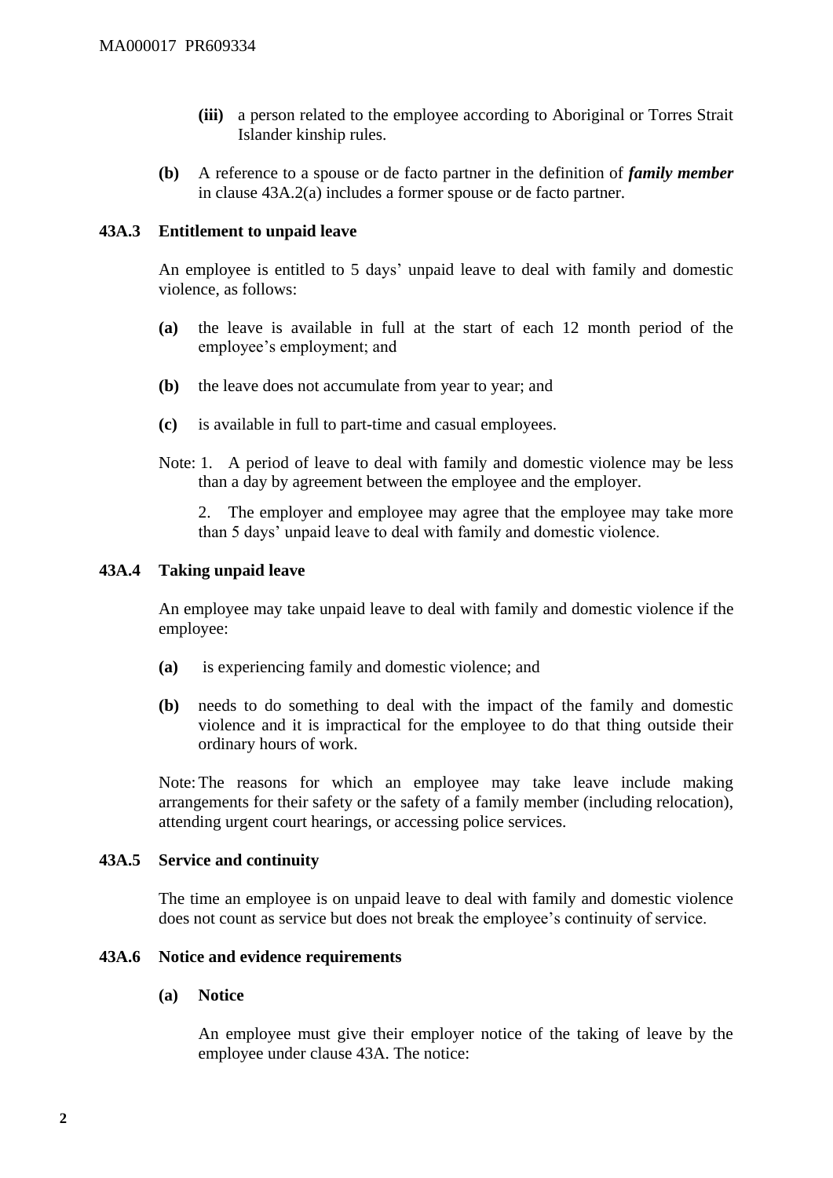**(iii)** a person related to the employee according to Aboriginal or Torres Strait Islander kinship rules.

**(b)** A reference to a spouse or de facto partner in the definition of ***family member*** in clause 43A.2(a) includes a former spouse or de facto partner.

### 43A.3 Entitlement to unpaid leave

An employee is entitled to 5 days' unpaid leave to deal with family and domestic violence, as follows:

**(a)** the leave is available in full at the start of each 12 month period of the employee's employment; and

**(b)** the leave does not accumulate from year to year; and

**(c)** is available in full to part-time and casual employees.

Note: 1. A period of leave to deal with family and domestic violence may be less than a day by agreement between the employee and the employer.

2. The employer and employee may agree that the employee may take more than 5 days' unpaid leave to deal with family and domestic violence.

### 43A.4 Taking unpaid leave

An employee may take unpaid leave to deal with family and domestic violence if the employee:

**(a)** is experiencing family and domestic violence; and

**(b)** needs to do something to deal with the impact of the family and domestic violence and it is impractical for the employee to do that thing outside their ordinary hours of work.

Note: The reasons for which an employee may take leave include making arrangements for their safety or the safety of a family member (including relocation), attending urgent court hearings, or accessing police services.

### 43A.5 Service and continuity

The time an employee is on unpaid leave to deal with family and domestic violence does not count as service but does not break the employee's continuity of service.

### 43A.6 Notice and evidence requirements

**(a) Notice**

An employee must give their employer notice of the taking of leave by the employee under clause 43A. The notice: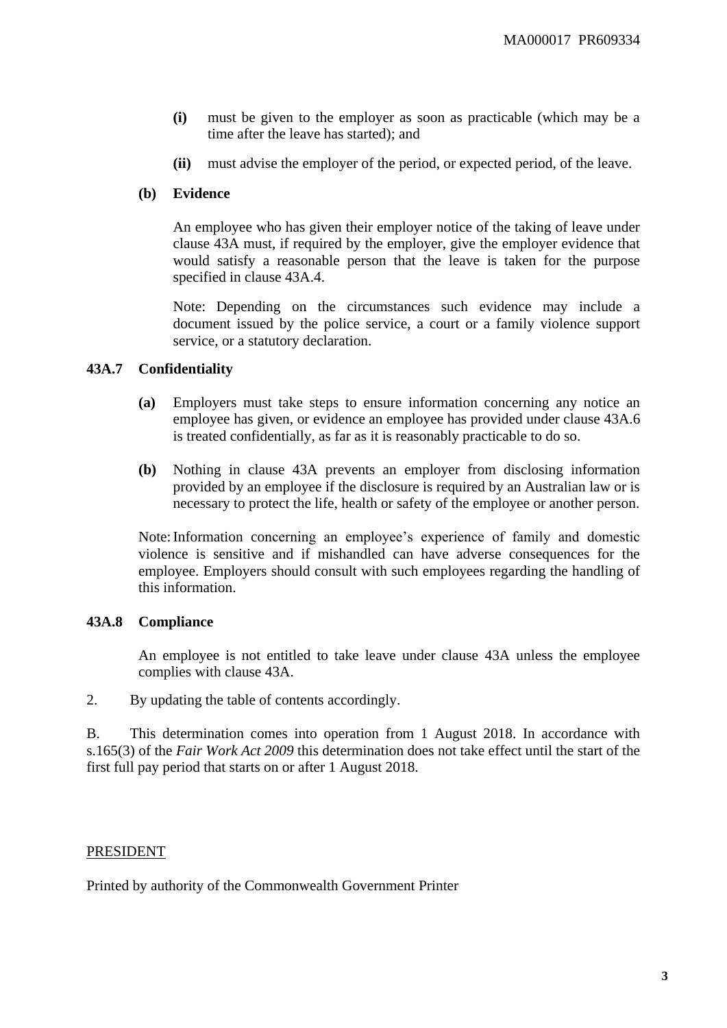- **(i)** must be given to the employer as soon as practicable (which may be a time after the leave has started); and

- **(ii)** must advise the employer of the period, or expected period, of the leave.

**(b) Evidence**

An employee who has given their employer notice of the taking of leave under clause 43A must, if required by the employer, give the employer evidence that would satisfy a reasonable person that the leave is taken for the purpose specified in clause 43A.4.

Note: Depending on the circumstances such evidence may include a document issued by the police service, a court or a family violence support service, or a statutory declaration.

**43A.7 Confidentiality**

**(a)** Employers must take steps to ensure information concerning any notice an employee has given, or evidence an employee has provided under clause 43A.6 is treated confidentially, as far as it is reasonably practicable to do so.

**(b)** Nothing in clause 43A prevents an employer from disclosing information provided by an employee if the disclosure is required by an Australian law or is necessary to protect the life, health or safety of the employee or another person.

Note: Information concerning an employee's experience of family and domestic violence is sensitive and if mishandled can have adverse consequences for the employee. Employers should consult with such employees regarding the handling of this information.

**43A.8 Compliance**

An employee is not entitled to take leave under clause 43A unless the employee complies with clause 43A.

2. By updating the table of contents accordingly.

B. This determination comes into operation from 1 August 2018. In accordance with s.165(3) of the *Fair Work Act 2009* this determination does not take effect until the start of the first full pay period that starts on or after 1 August 2018.

PRESIDENT

Printed by authority of the Commonwealth Government Printer